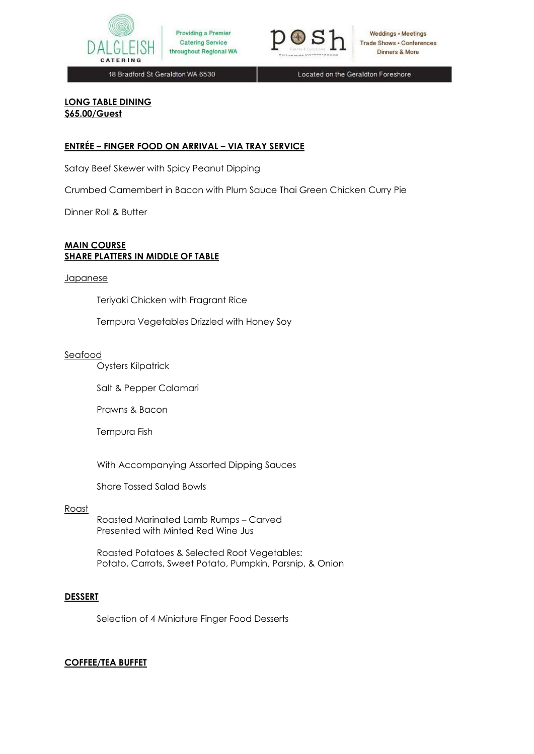Providing a Premier Catering Service throughout Regional WA

Weddings • Meetings
Trade Shows • Conferences
Dinners & More

18 Bradford St Geraldton WA 6530 | Located on the Geraldton Foreshore

**LONG TABLE DINING**
**$65.00/Guest**

**ENTRÉE – FINGER FOOD ON ARRIVAL – VIA TRAY SERVICE**

Satay Beef Skewer with Spicy Peanut Dipping

Crumbed Camembert in Bacon with Plum Sauce Thai Green Chicken Curry Pie

Dinner Roll & Butter

**MAIN COURSE**
**SHARE PLATTERS IN MIDDLE OF TABLE**

Japanese

Teriyaki Chicken with Fragrant Rice

Tempura Vegetables Drizzled with Honey Soy

Seafood

Oysters Kilpatrick

Salt & Pepper Calamari

Prawns & Bacon

Tempura Fish

With Accompanying Assorted Dipping Sauces

Share Tossed Salad Bowls

Roast

Roasted Marinated Lamb Rumps – Carved
Presented with Minted Red Wine Jus

Roasted Potatoes & Selected Root Vegetables:
Potato, Carrots, Sweet Potato, Pumpkin, Parsnip, & Onion

**DESSERT**

Selection of 4 Miniature Finger Food Desserts

**COFFEE/TEA BUFFET**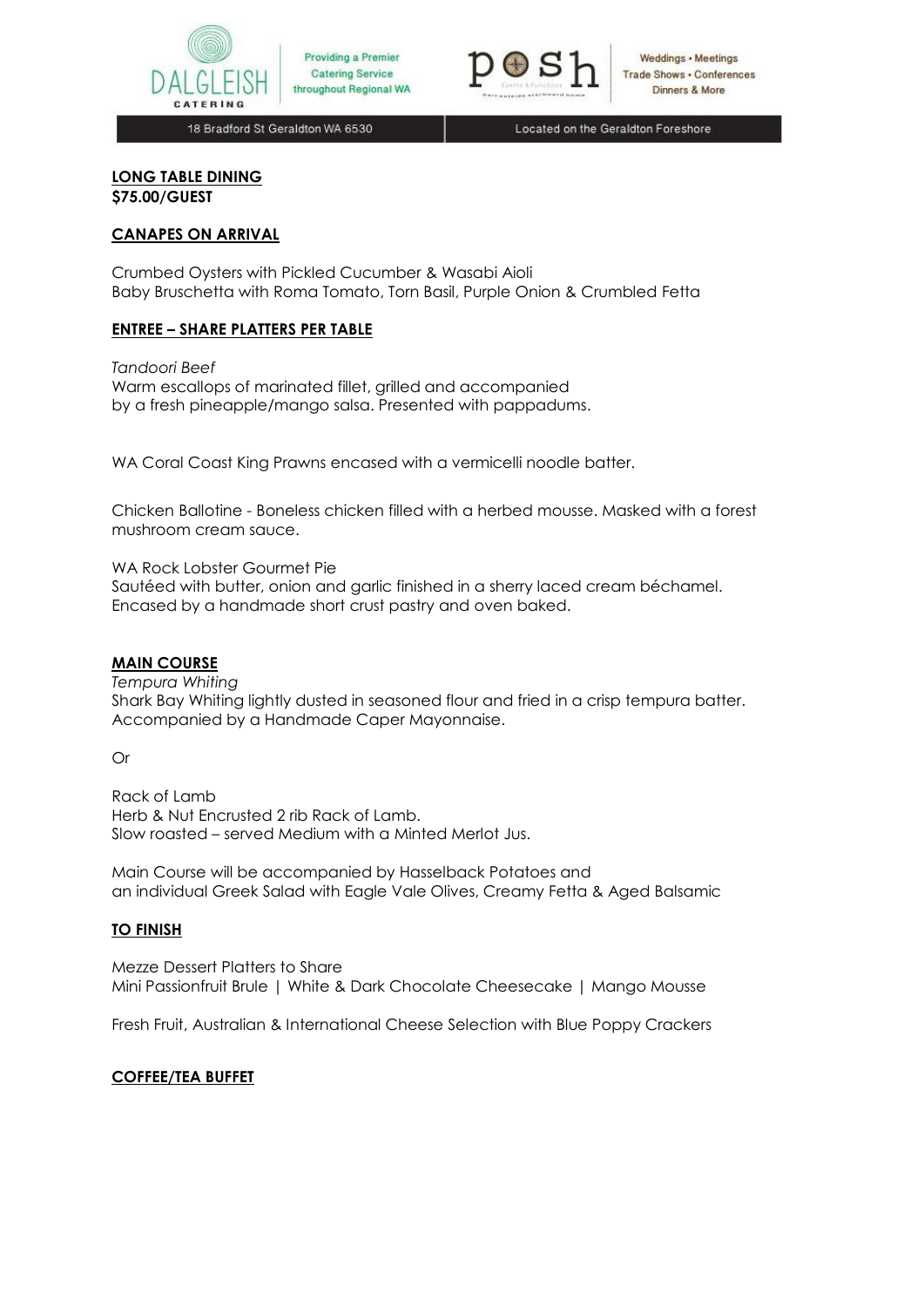**LONG TABLE DINING**
**$75.00/GUEST**

**CANAPES ON ARRIVAL**

Crumbed Oysters with Pickled Cucumber & Wasabi Aioli
Baby Bruschetta with Roma Tomato, Torn Basil, Purple Onion & Crumbled Fetta

**ENTREE – SHARE PLATTERS PER TABLE**

*Tandoori Beef*
Warm escallops of marinated fillet, grilled and accompanied by a fresh pineapple/mango salsa. Presented with pappadums.

WA Coral Coast King Prawns encased with a vermicelli noodle batter.

Chicken Ballotine - Boneless chicken filled with a herbed mousse. Masked with a forest mushroom cream sauce.

WA Rock Lobster Gourmet Pie
Sautéed with butter, onion and garlic finished in a sherry laced cream béchamel. Encased by a handmade short crust pastry and oven baked.

**MAIN COURSE**
*Tempura Whiting*
Shark Bay Whiting lightly dusted in seasoned flour and fried in a crisp tempura batter. Accompanied by a Handmade Caper Mayonnaise.

Or

Rack of Lamb
Herb & Nut Encrusted 2 rib Rack of Lamb.
Slow roasted – served Medium with a Minted Merlot Jus.

Main Course will be accompanied by Hasselback Potatoes and an individual Greek Salad with Eagle Vale Olives, Creamy Fetta & Aged Balsamic

**TO FINISH**

Mezze Dessert Platters to Share
Mini Passionfruit Brule | White & Dark Chocolate Cheesecake | Mango Mousse

Fresh Fruit, Australian & International Cheese Selection with Blue Poppy Crackers

**COFFEE/TEA BUFFET**